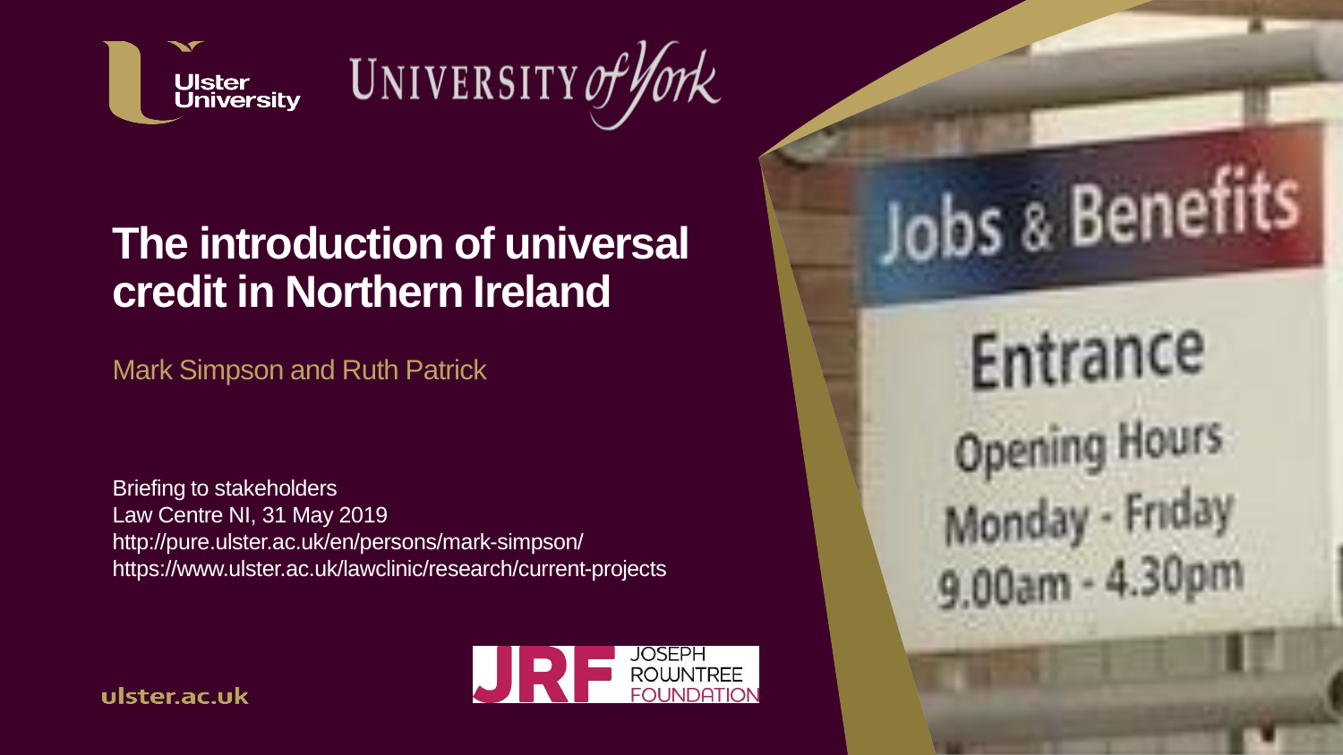# The introduction of universal credit in Northern Ireland

Mark Simpson and Ruth Patrick

Briefing to stakeholders
Law Centre NI, 31 May 2019
http://pure.ulster.ac.uk/en/persons/mark-simpson/
https://www.ulster.ac.uk/lawclinic/research/current-projects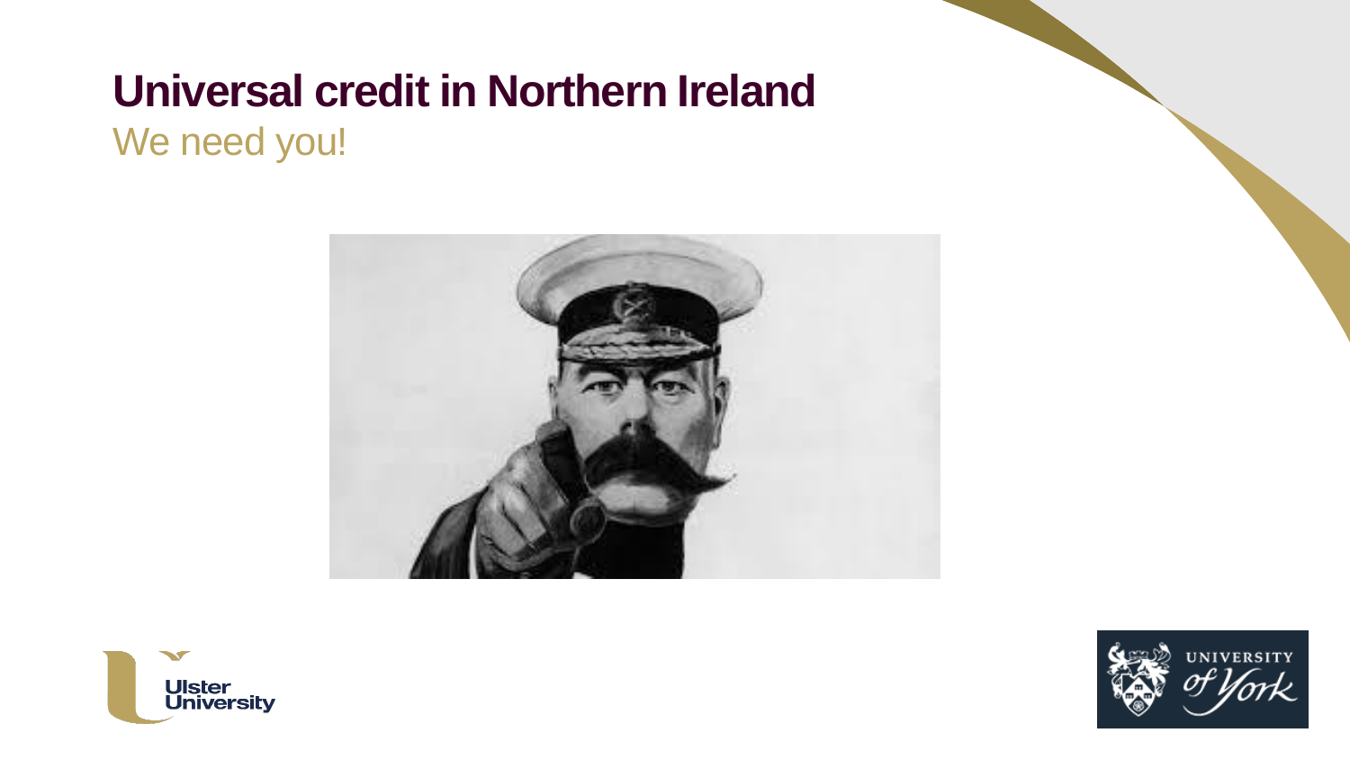# Universal credit in Northern Ireland

We need you!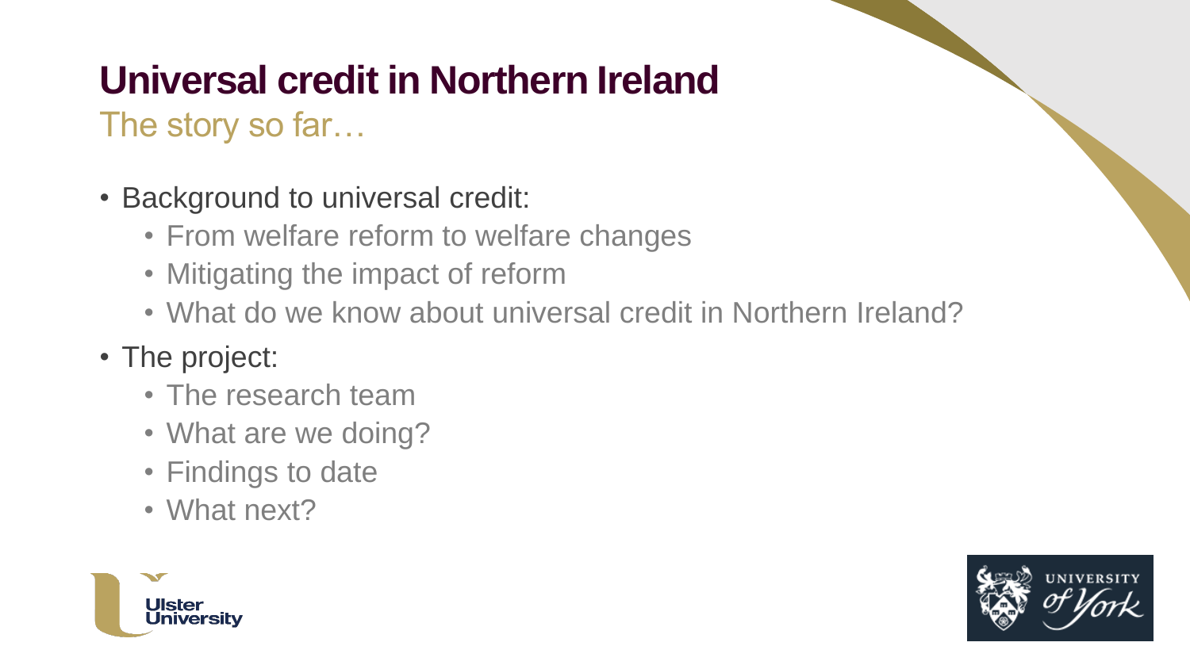# Universal credit in Northern Ireland

## The story so far…

- Background to universal credit:
  - From welfare reform to welfare changes
  - Mitigating the impact of reform
  - What do we know about universal credit in Northern Ireland?
- The project:
  - The research team
  - What are we doing?
  - Findings to date
  - What next?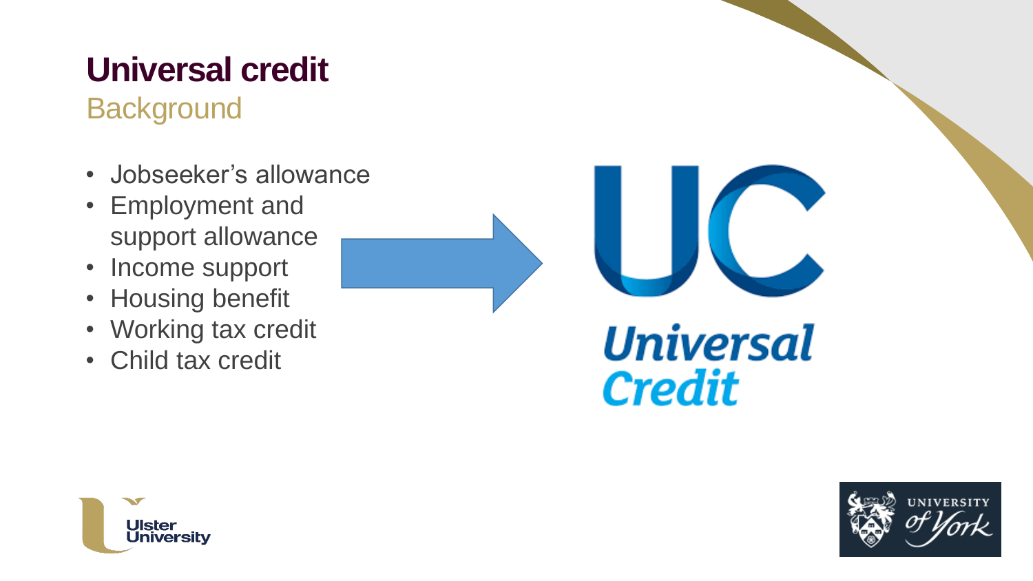# Universal credit

## Background

- Jobseeker's allowance
- Employment and support allowance
- Income support
- Housing benefit
- Working tax credit
- Child tax credit

Universal Credit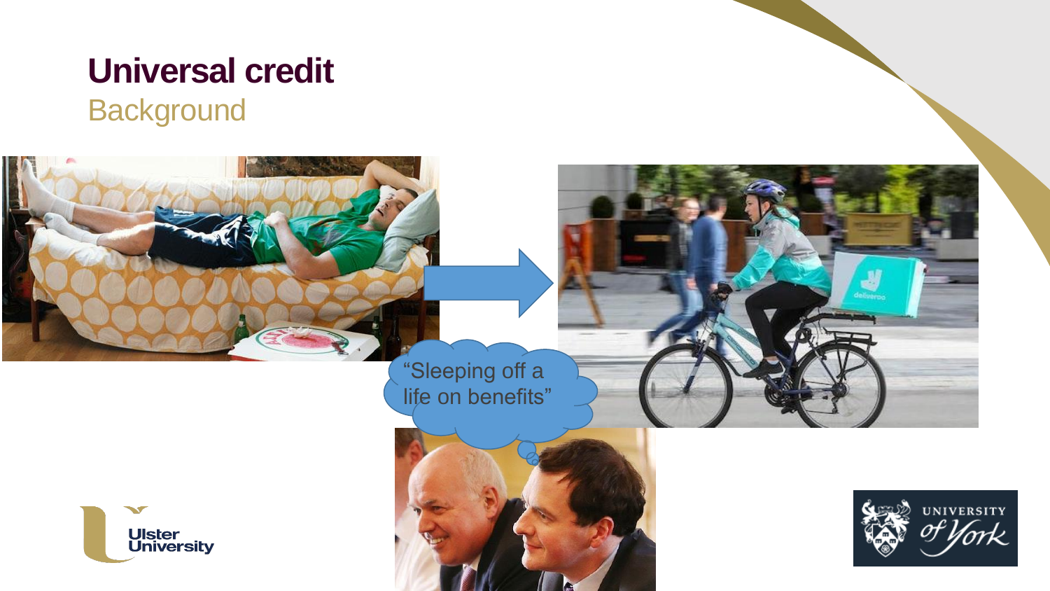# Universal credit

## Background

"Sleeping off a life on benefits"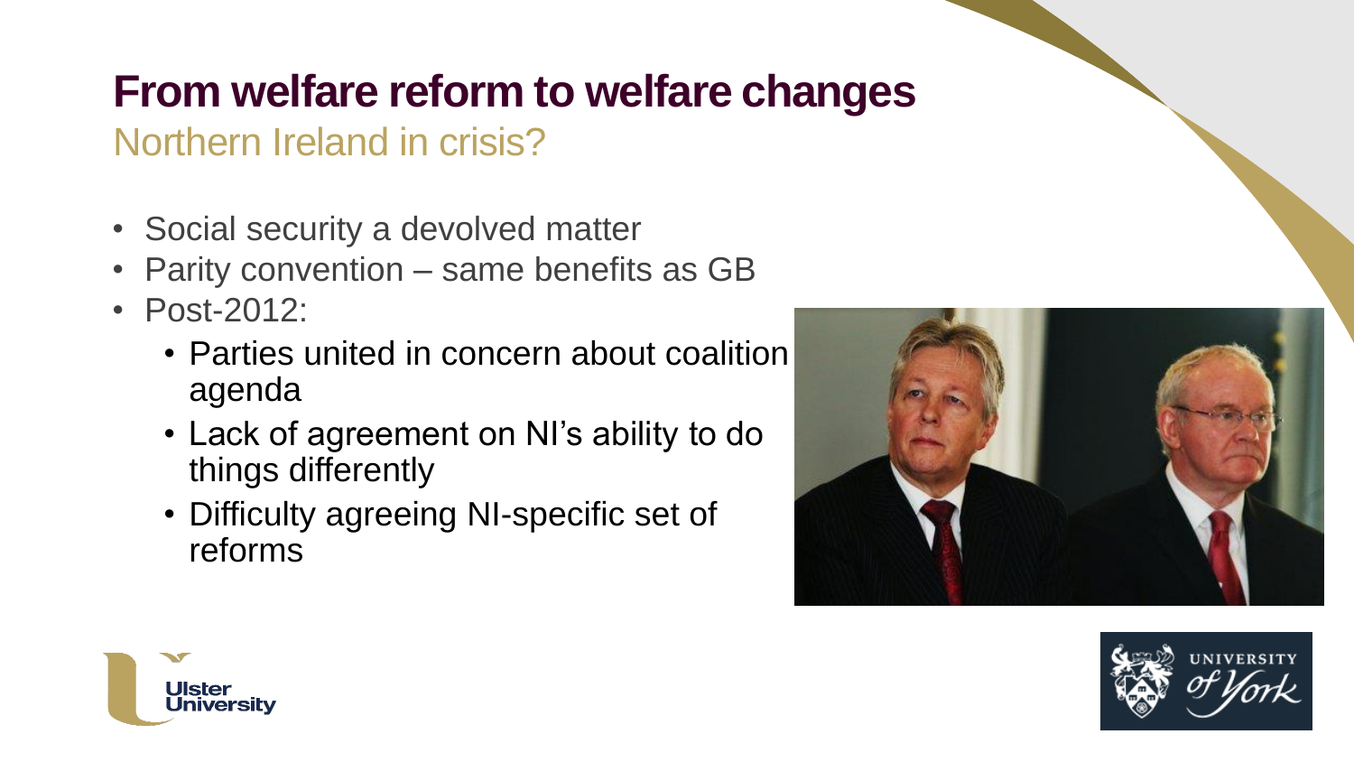# From welfare reform to welfare changes

## Northern Ireland in crisis?

- Social security a devolved matter
- Parity convention – same benefits as GB
- Post-2012:
  - Parties united in concern about coalition agenda
  - Lack of agreement on NI's ability to do things differently
  - Difficulty agreeing NI-specific set of reforms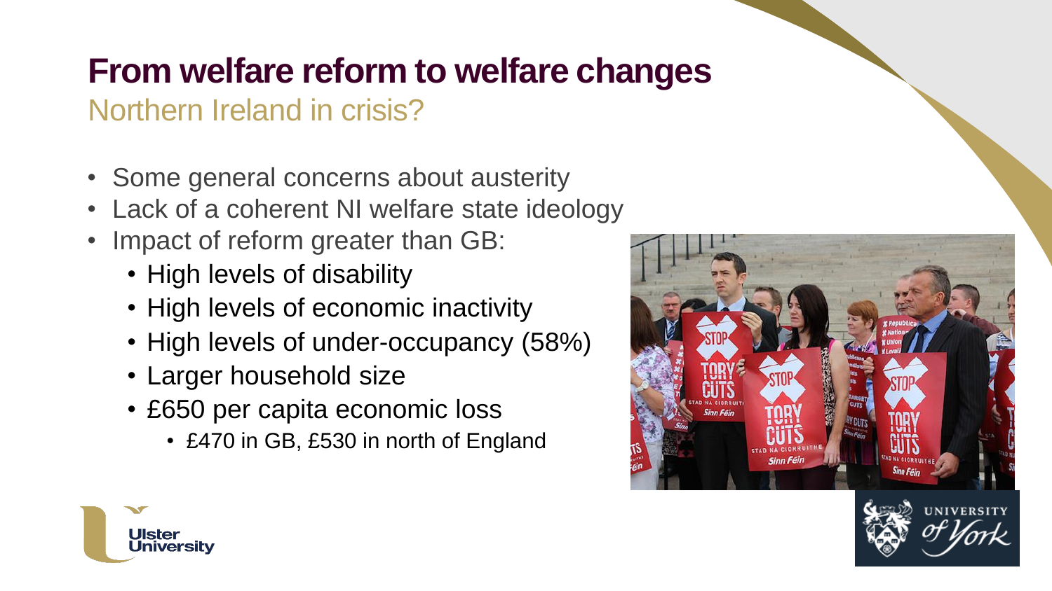# From welfare reform to welfare changes

## Northern Ireland in crisis?

- Some general concerns about austerity
- Lack of a coherent NI welfare state ideology
- Impact of reform greater than GB:
  - High levels of disability
  - High levels of economic inactivity
  - High levels of under-occupancy (58%)
  - Larger household size
  - £650 per capita economic loss
    - £470 in GB, £530 in north of England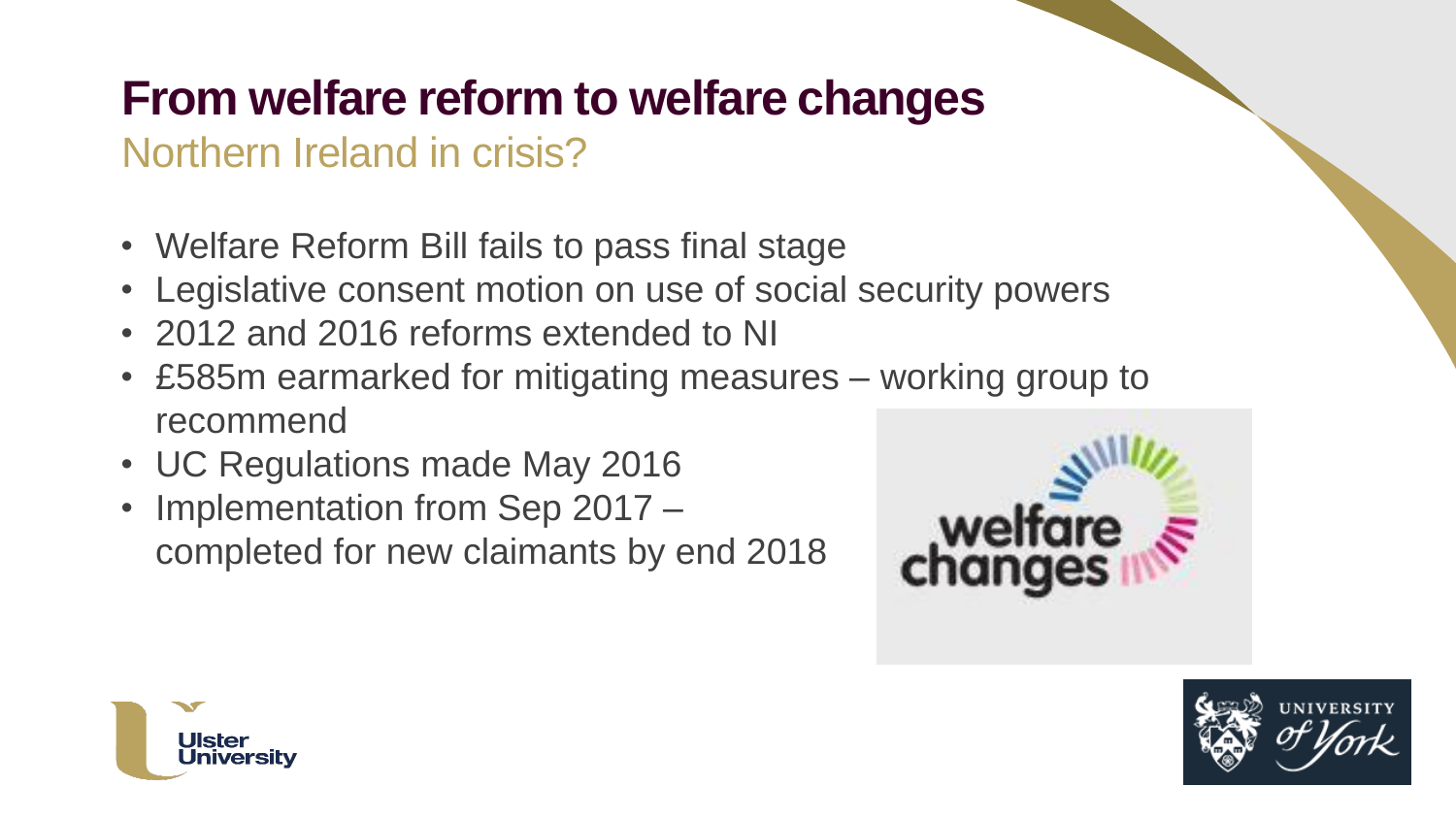# From welfare reform to welfare changes

## Northern Ireland in crisis?

- Welfare Reform Bill fails to pass final stage
- Legislative consent motion on use of social security powers
- 2012 and 2016 reforms extended to NI
- £585m earmarked for mitigating measures – working group to recommend
- UC Regulations made May 2016
- Implementation from Sep 2017 – completed for new claimants by end 2018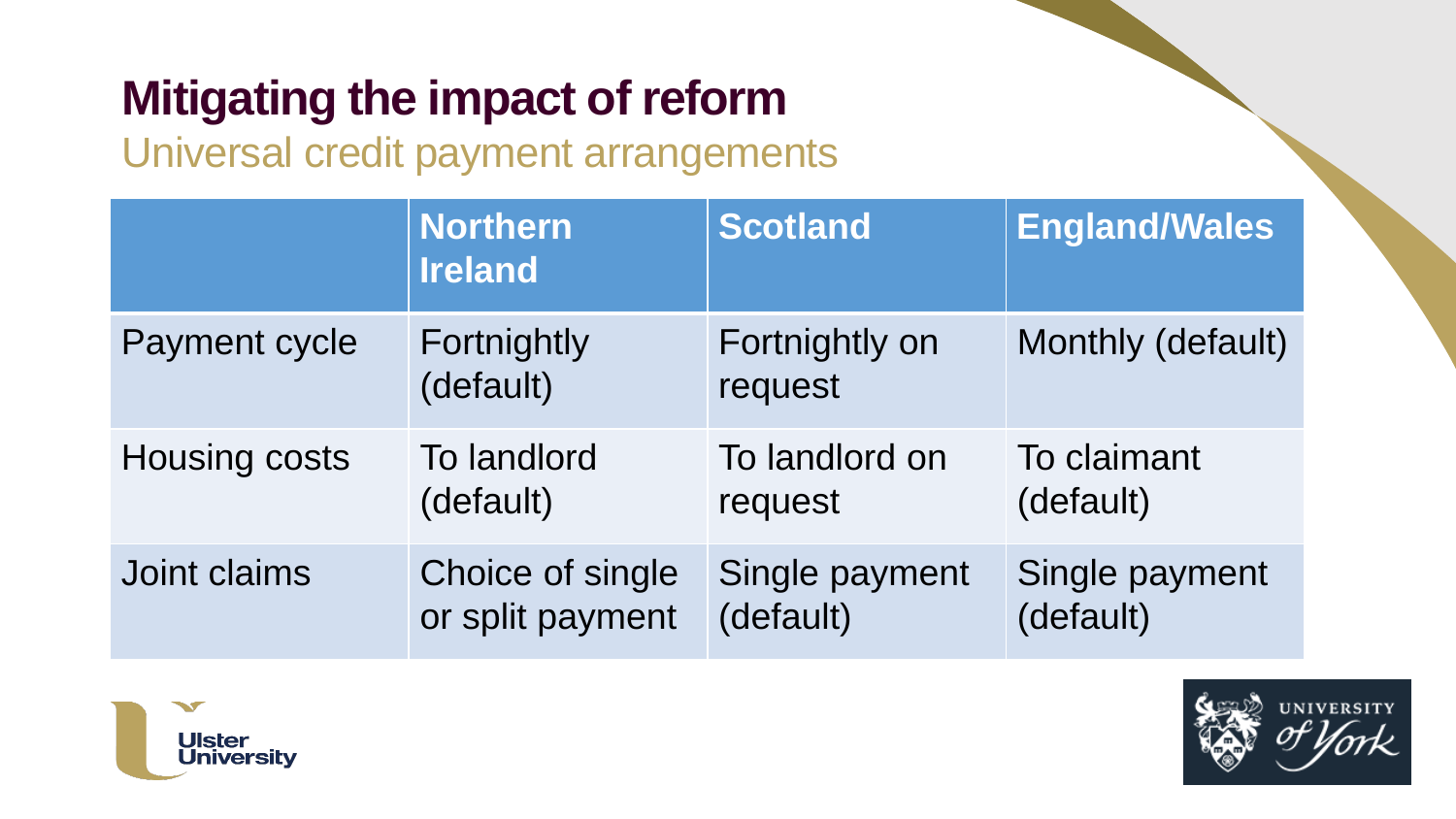# Mitigating the impact of reform

## Universal credit payment arrangements

| | Northern Ireland | Scotland | England/Wales |
|---|---|---|---|
| Payment cycle | Fortnightly (default) | Fortnightly on request | Monthly (default) |
| Housing costs | To landlord (default) | To landlord on request | To claimant (default) |
| Joint claims | Choice of single or split payment | Single payment (default) | Single payment (default) |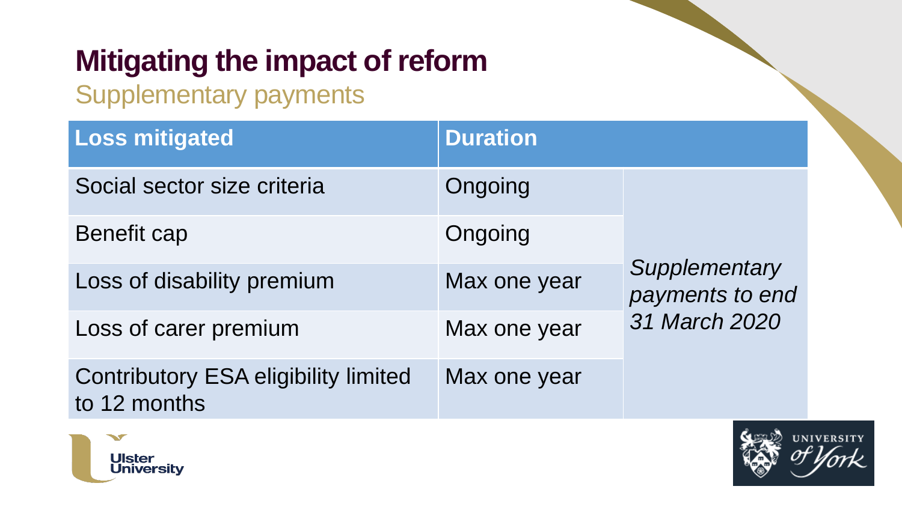# Mitigating the impact of reform

## Supplementary payments

| Loss mitigated | Duration | |
|---|---|---|
| Social sector size criteria | Ongoing | *Supplementary payments to end 31 March 2020* |
| Benefit cap | Ongoing | |
| Loss of disability premium | Max one year | |
| Loss of carer premium | Max one year | |
| Contributory ESA eligibility limited to 12 months | Max one year | |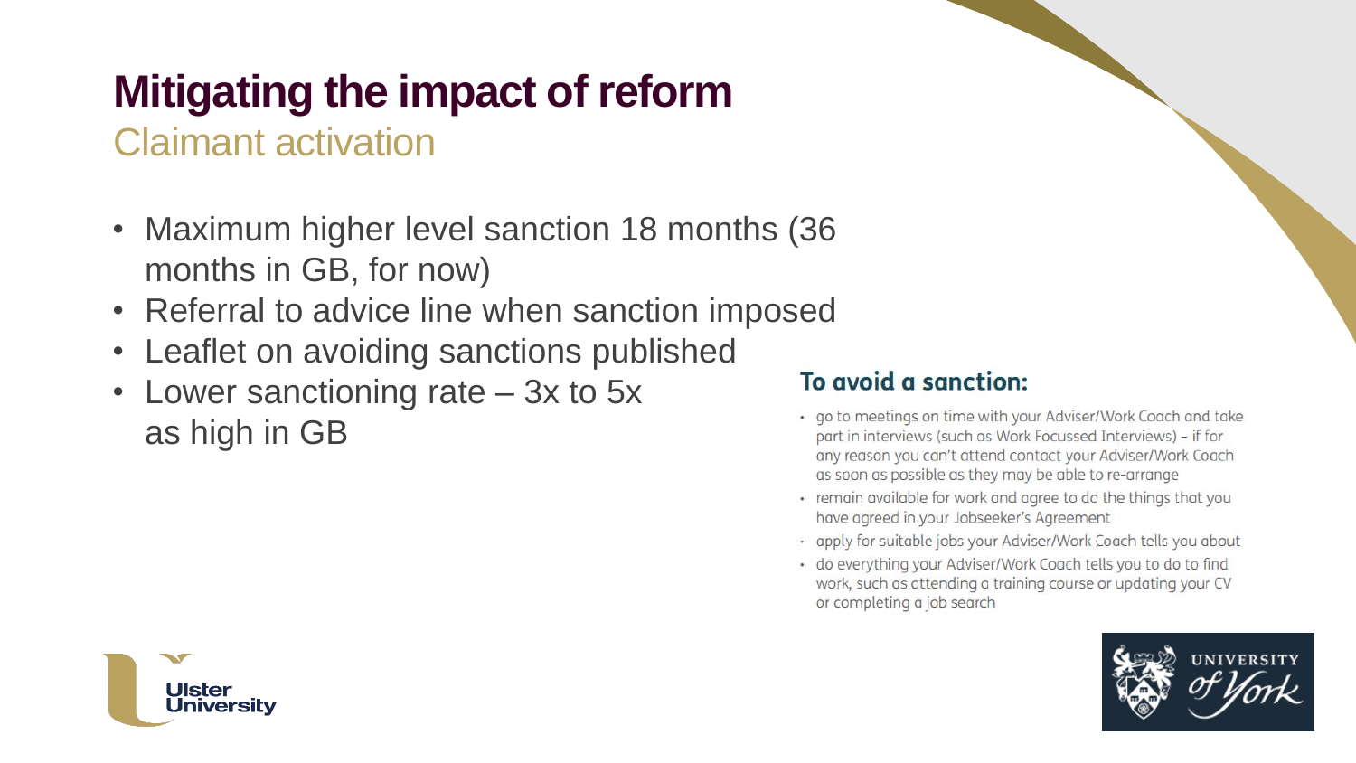# Mitigating the impact of reform

## Claimant activation

- Maximum higher level sanction 18 months (36 months in GB, for now)
- Referral to advice line when sanction imposed
- Leaflet on avoiding sanctions published
- Lower sanctioning rate – 3x to 5x as high in GB

**To avoid a sanction:**

- go to meetings on time with your Adviser/Work Coach and take part in interviews (such as Work Focussed Interviews) – if for any reason you can't attend contact your Adviser/Work Coach as soon as possible as they may be able to re-arrange
- remain available for work and agree to do the things that you have agreed in your Jobseeker's Agreement
- apply for suitable jobs your Adviser/Work Coach tells you about
- do everything your Adviser/Work Coach tells you to do to find work, such as attending a training course or updating your CV or completing a job search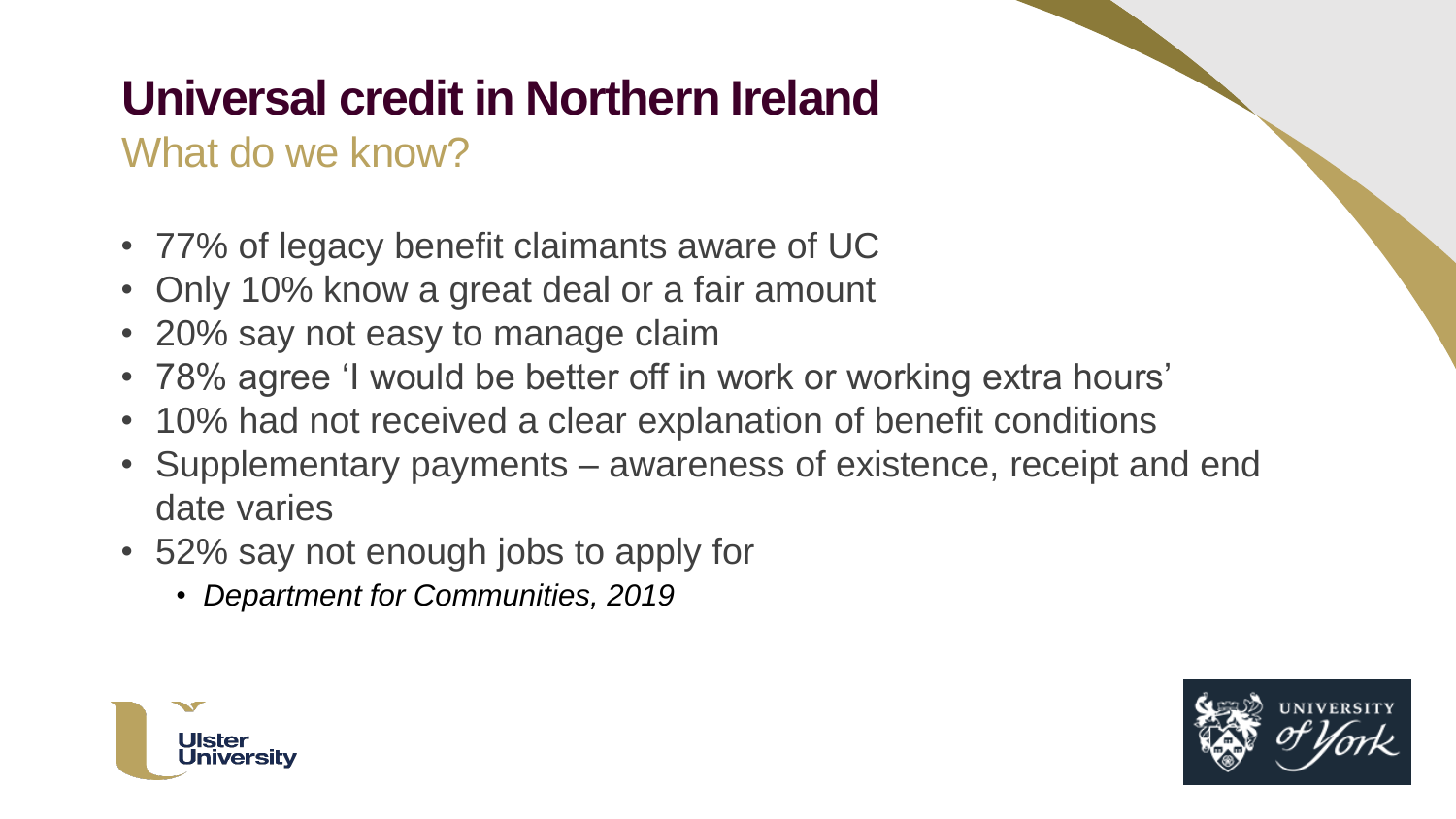# Universal credit in Northern Ireland

## What do we know?

- 77% of legacy benefit claimants aware of UC
- Only 10% know a great deal or a fair amount
- 20% say not easy to manage claim
- 78% agree 'I would be better off in work or working extra hours'
- 10% had not received a clear explanation of benefit conditions
- Supplementary payments – awareness of existence, receipt and end date varies
- 52% say not enough jobs to apply for
  - *Department for Communities, 2019*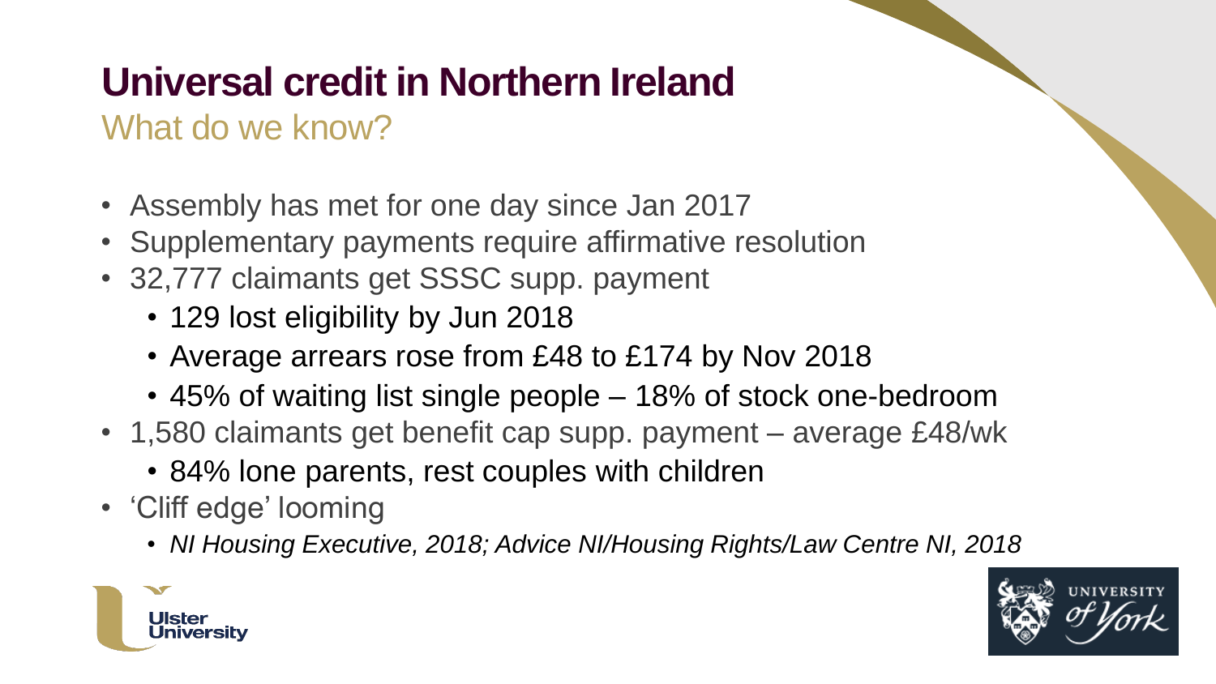# Universal credit in Northern Ireland

## What do we know?

- Assembly has met for one day since Jan 2017
- Supplementary payments require affirmative resolution
- 32,777 claimants get SSSC supp. payment
  - 129 lost eligibility by Jun 2018
  - Average arrears rose from £48 to £174 by Nov 2018
  - 45% of waiting list single people – 18% of stock one-bedroom
- 1,580 claimants get benefit cap supp. payment – average £48/wk
  - 84% lone parents, rest couples with children
- 'Cliff edge' looming
  - *NI Housing Executive, 2018; Advice NI/Housing Rights/Law Centre NI, 2018*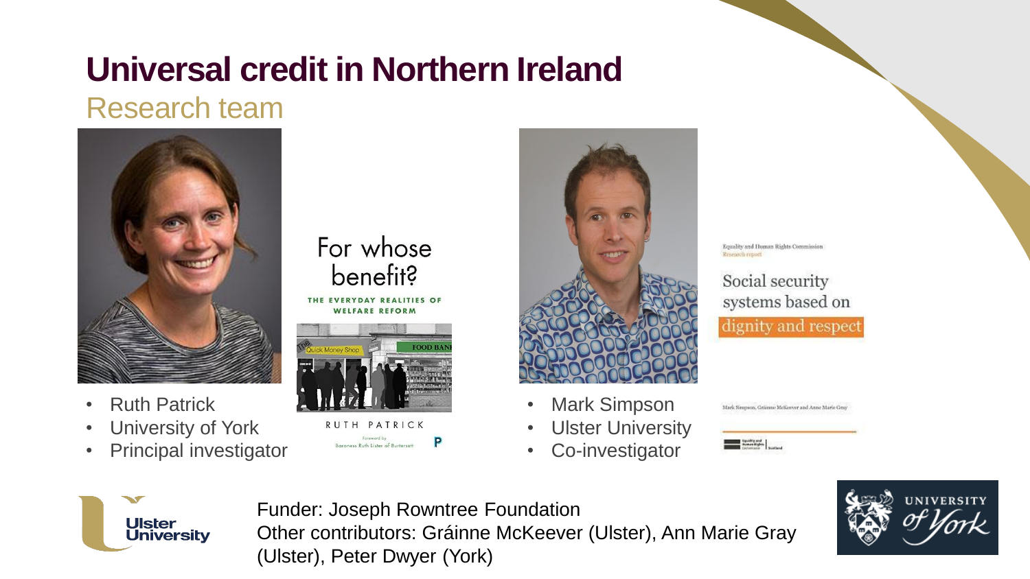# Universal credit in Northern Ireland

## Research team

- Ruth Patrick
- University of York
- Principal investigator

- Mark Simpson
- Ulster University
- Co-investigator

Funder: Joseph Rowntree Foundation
Other contributors: Gráinne McKeever (Ulster), Ann Marie Gray (Ulster), Peter Dwyer (York)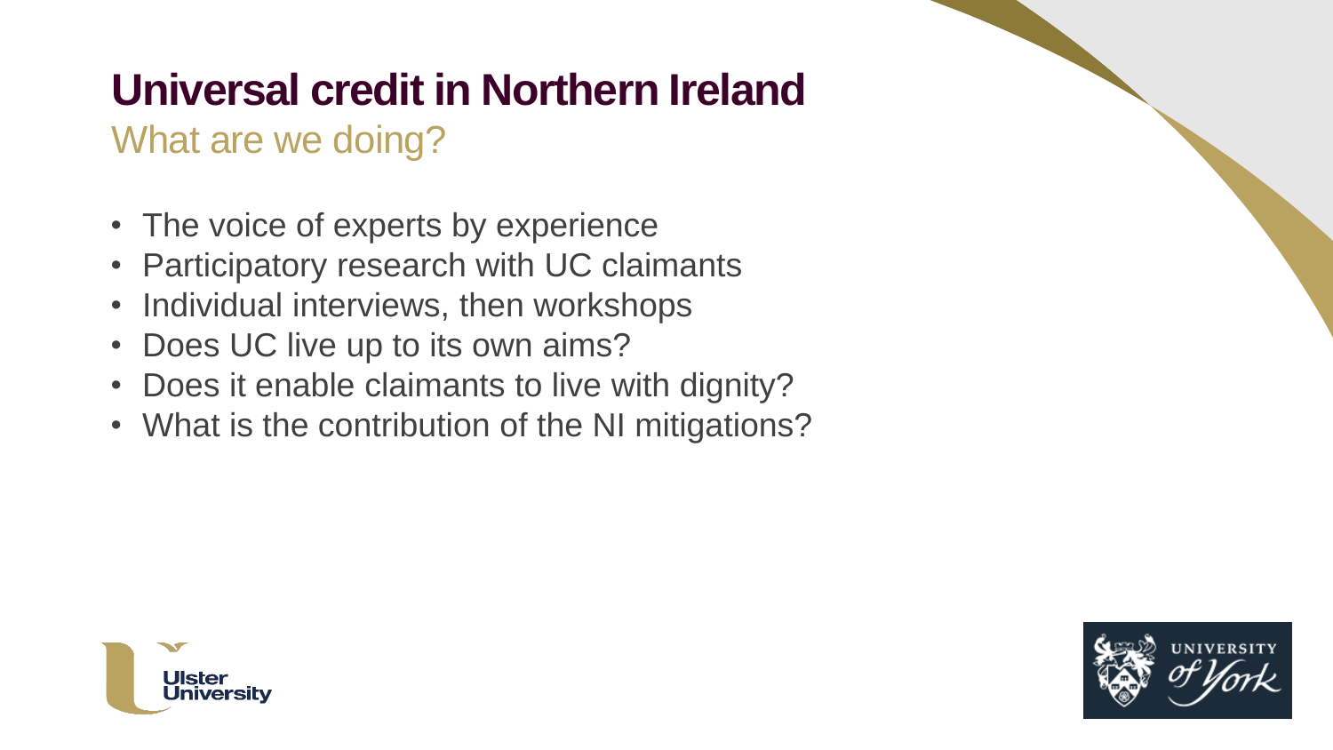# Universal credit in Northern Ireland

## What are we doing?

- The voice of experts by experience
- Participatory research with UC claimants
- Individual interviews, then workshops
- Does UC live up to its own aims?
- Does it enable claimants to live with dignity?
- What is the contribution of the NI mitigations?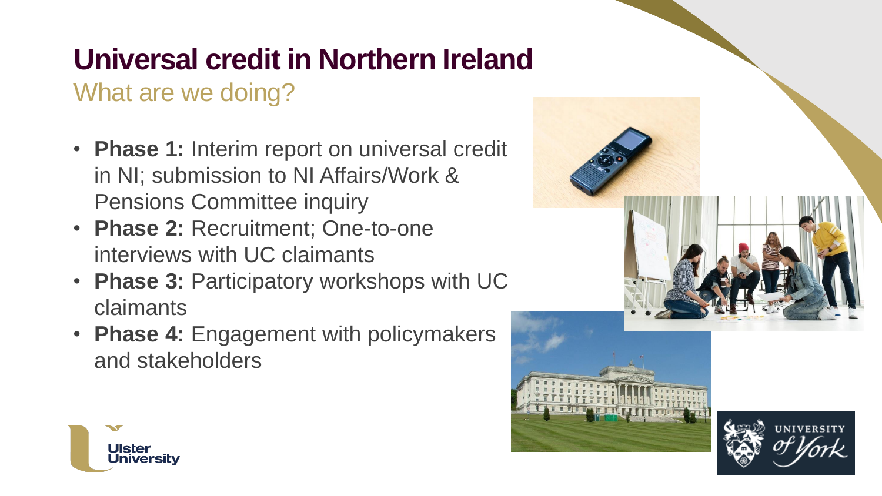# Universal credit in Northern Ireland

## What are we doing?

- **Phase 1:** Interim report on universal credit in NI; submission to NI Affairs/Work & Pensions Committee inquiry
- **Phase 2:** Recruitment; One-to-one interviews with UC claimants
- **Phase 3:** Participatory workshops with UC claimants
- **Phase 4:** Engagement with policymakers and stakeholders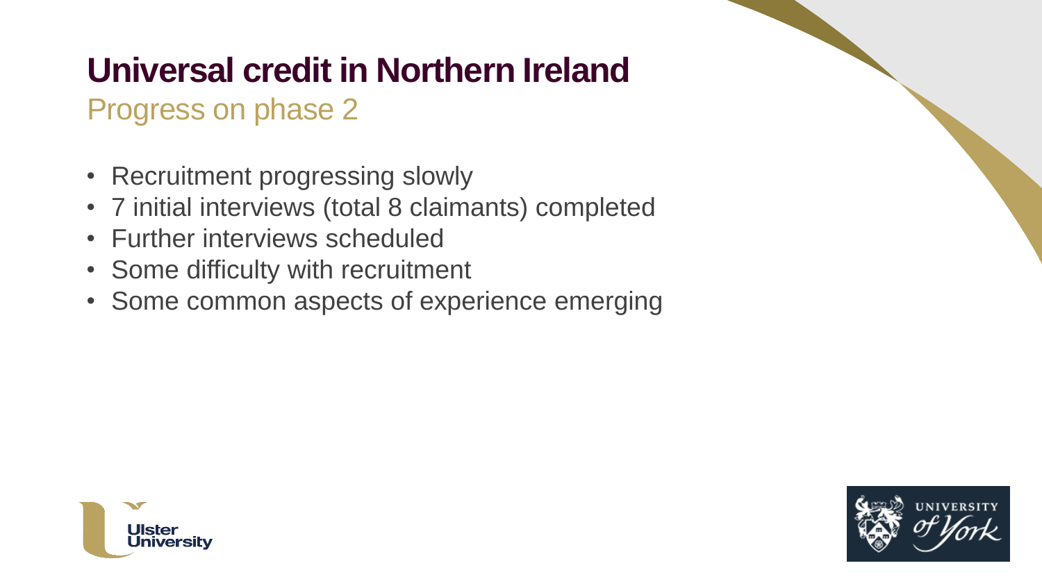# Universal credit in Northern Ireland

## Progress on phase 2

- Recruitment progressing slowly
- 7 initial interviews (total 8 claimants) completed
- Further interviews scheduled
- Some difficulty with recruitment
- Some common aspects of experience emerging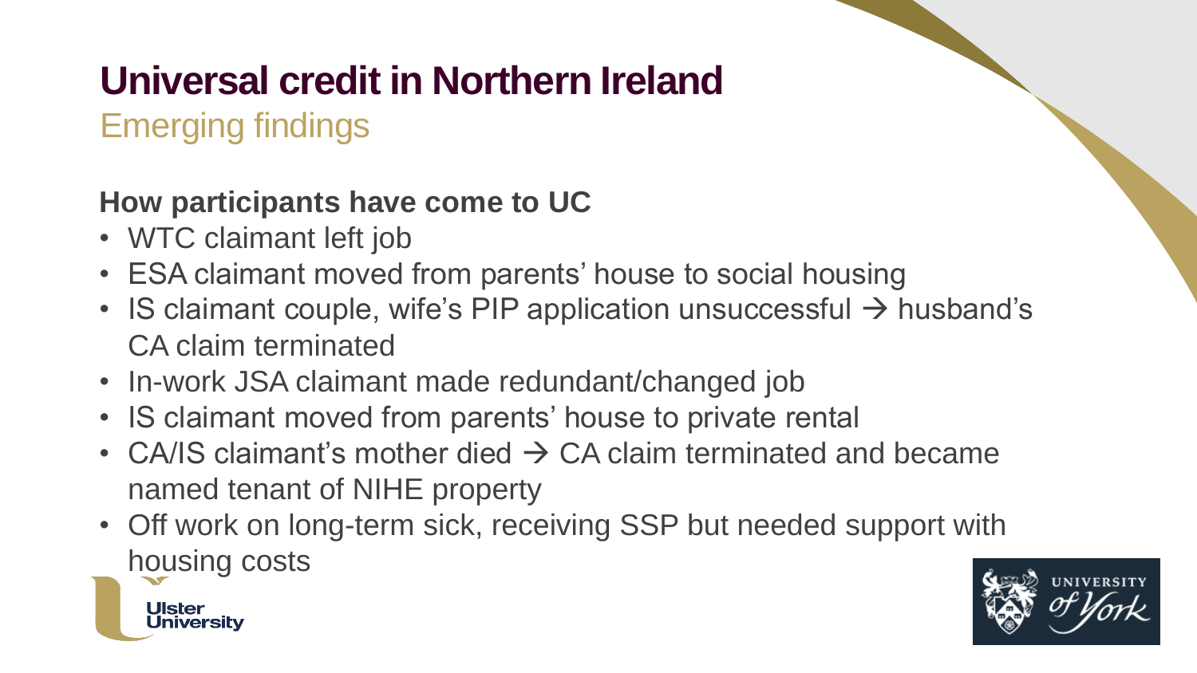# Universal credit in Northern Ireland

## Emerging findings

### How participants have come to UC

- WTC claimant left job
- ESA claimant moved from parents' house to social housing
- IS claimant couple, wife's PIP application unsuccessful → husband's CA claim terminated
- In-work JSA claimant made redundant/changed job
- IS claimant moved from parents' house to private rental
- CA/IS claimant's mother died → CA claim terminated and became named tenant of NIHE property
- Off work on long-term sick, receiving SSP but needed support with housing costs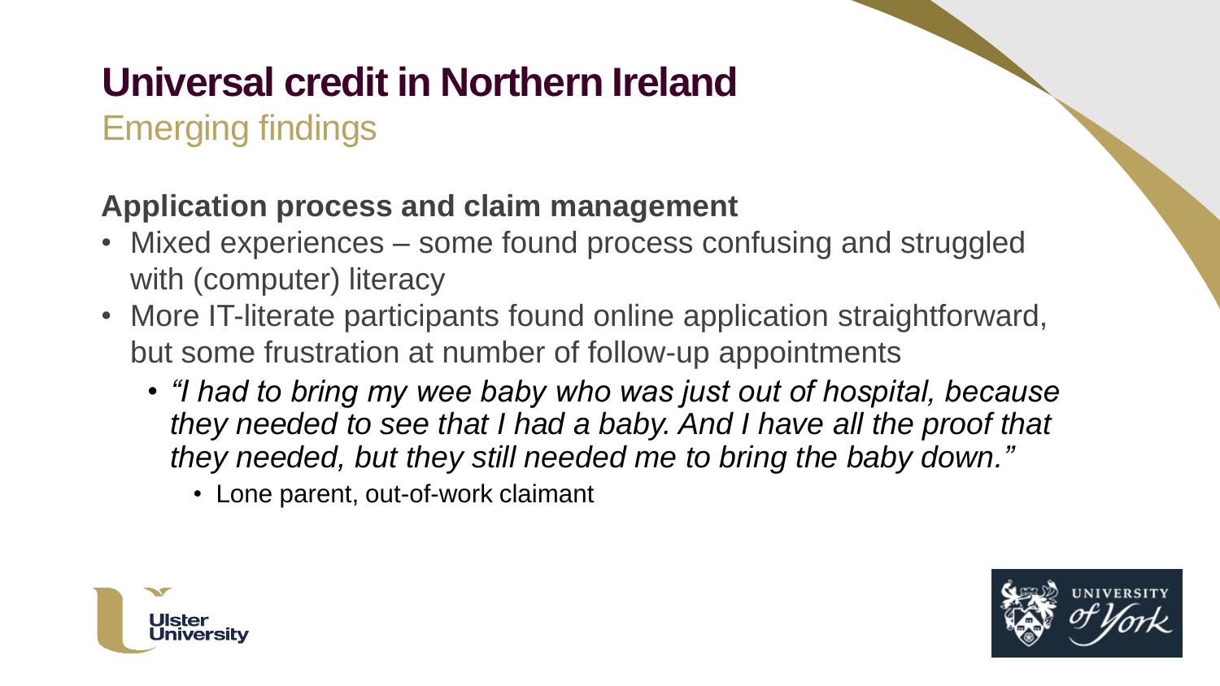# Universal credit in Northern Ireland

## Emerging findings

### Application process and claim management

- Mixed experiences – some found process confusing and struggled with (computer) literacy
- More IT-literate participants found online application straightforward, but some frustration at number of follow-up appointments
  - *"I had to bring my wee baby who was just out of hospital, because they needed to see that I had a baby. And I have all the proof that they needed, but they still needed me to bring the baby down."*
    - Lone parent, out-of-work claimant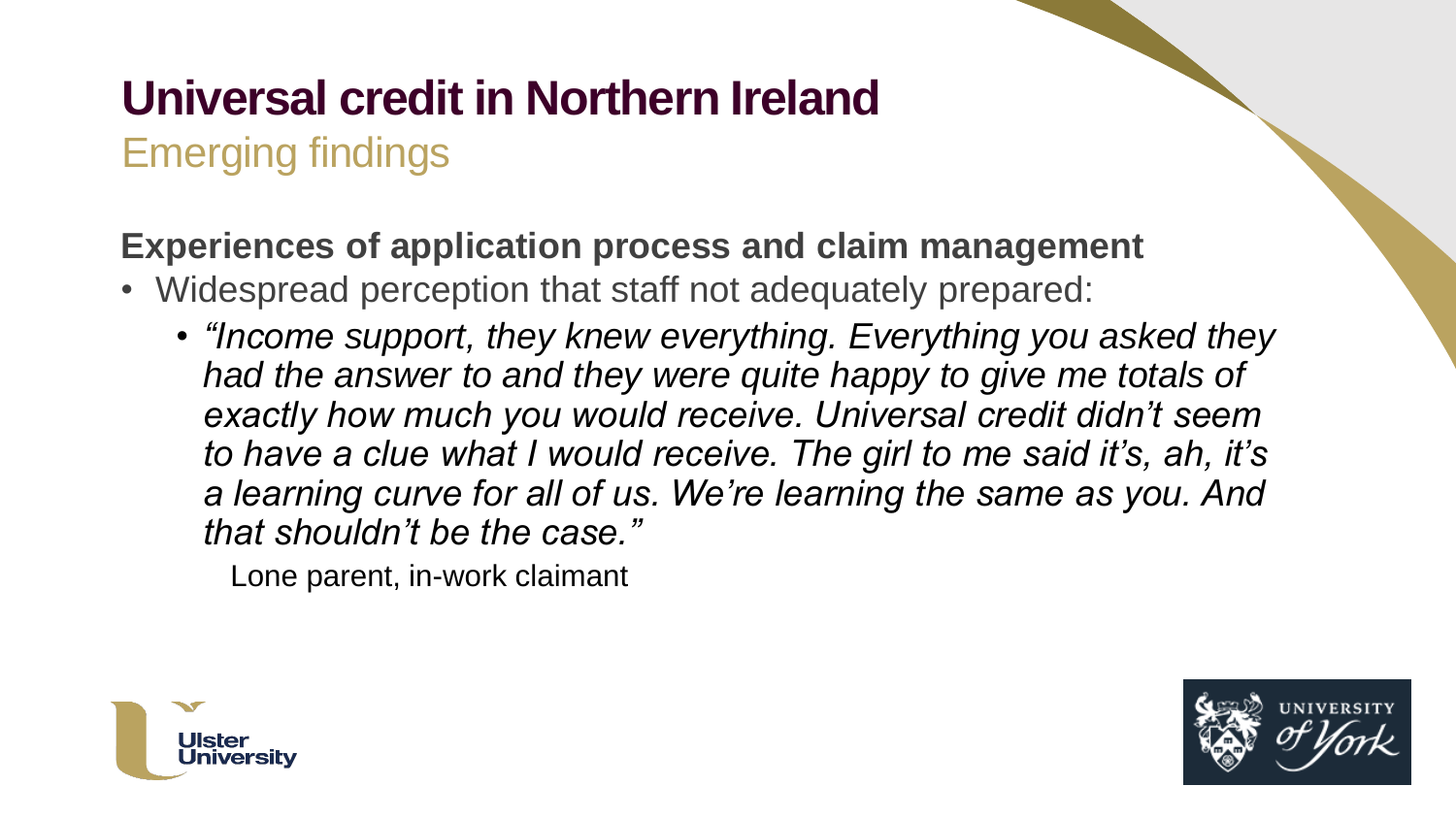# Universal credit in Northern Ireland

## Emerging findings

**Experiences of application process and claim management**

- Widespread perception that staff not adequately prepared:
  - *"Income support, they knew everything. Everything you asked they had the answer to and they were quite happy to give me totals of exactly how much you would receive. Universal credit didn't seem to have a clue what I would receive. The girl to me said it's, ah, it's a learning curve for all of us. We're learning the same as you. And that shouldn't be the case."*

    Lone parent, in-work claimant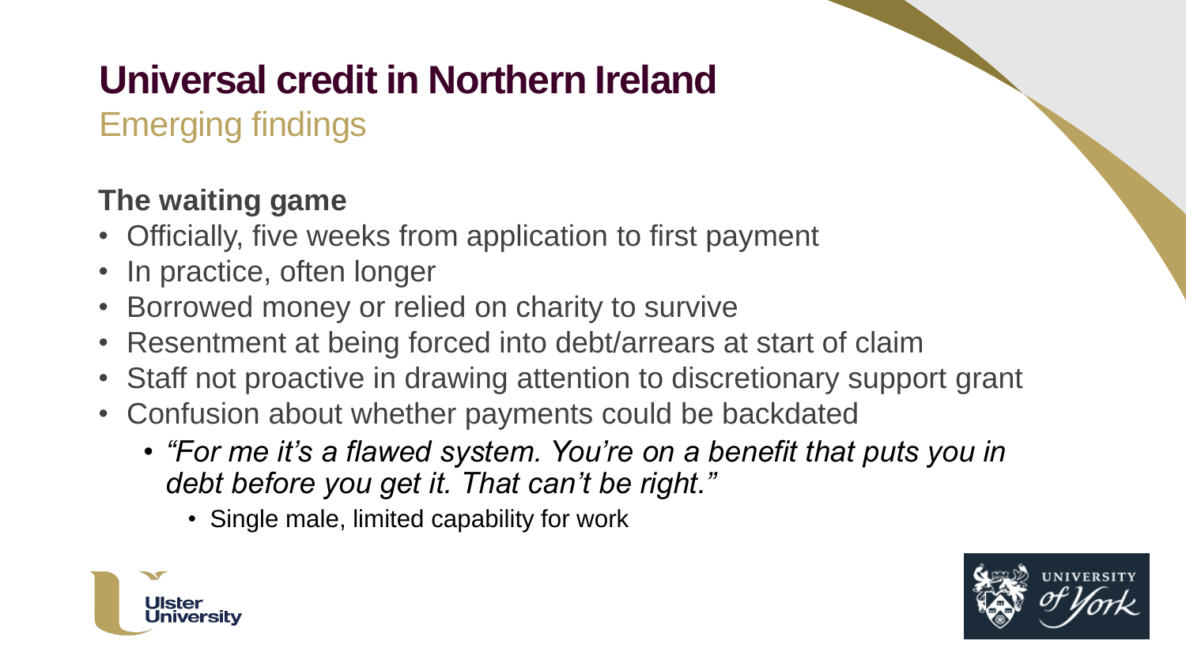# Universal credit in Northern Ireland

## Emerging findings

### The waiting game

- Officially, five weeks from application to first payment
- In practice, often longer
- Borrowed money or relied on charity to survive
- Resentment at being forced into debt/arrears at start of claim
- Staff not proactive in drawing attention to discretionary support grant
- Confusion about whether payments could be backdated
  - *"For me it's a flawed system. You're on a benefit that puts you in debt before you get it. That can't be right."*
    - Single male, limited capability for work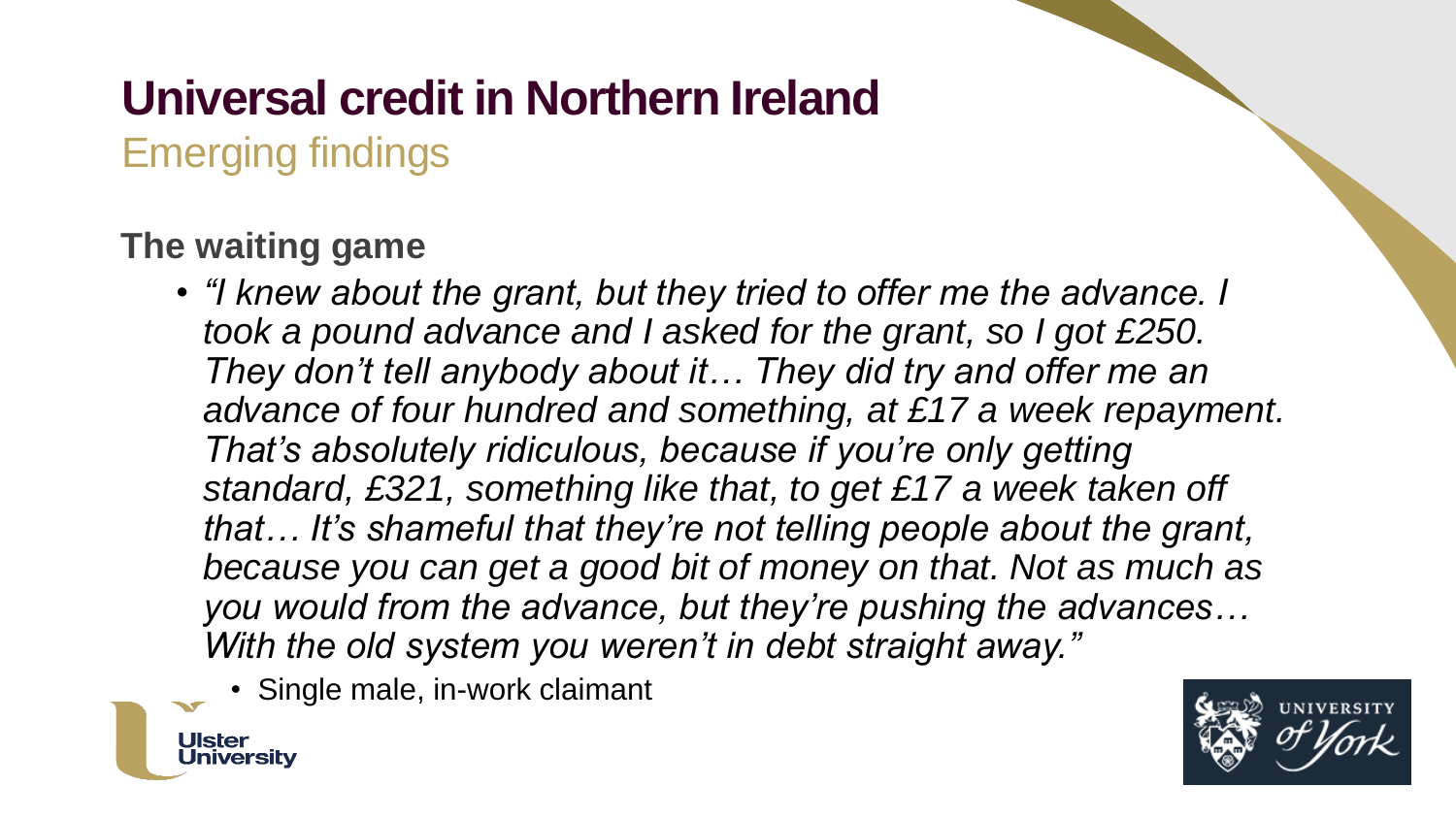# Universal credit in Northern Ireland

## Emerging findings

### The waiting game

- *"I knew about the grant, but they tried to offer me the advance. I took a pound advance and I asked for the grant, so I got £250. They don't tell anybody about it… They did try and offer me an advance of four hundred and something, at £17 a week repayment. That's absolutely ridiculous, because if you're only getting standard, £321, something like that, to get £17 a week taken off that… It's shameful that they're not telling people about the grant, because you can get a good bit of money on that. Not as much as you would from the advance, but they're pushing the advances… With the old system you weren't in debt straight away."*
  - Single male, in-work claimant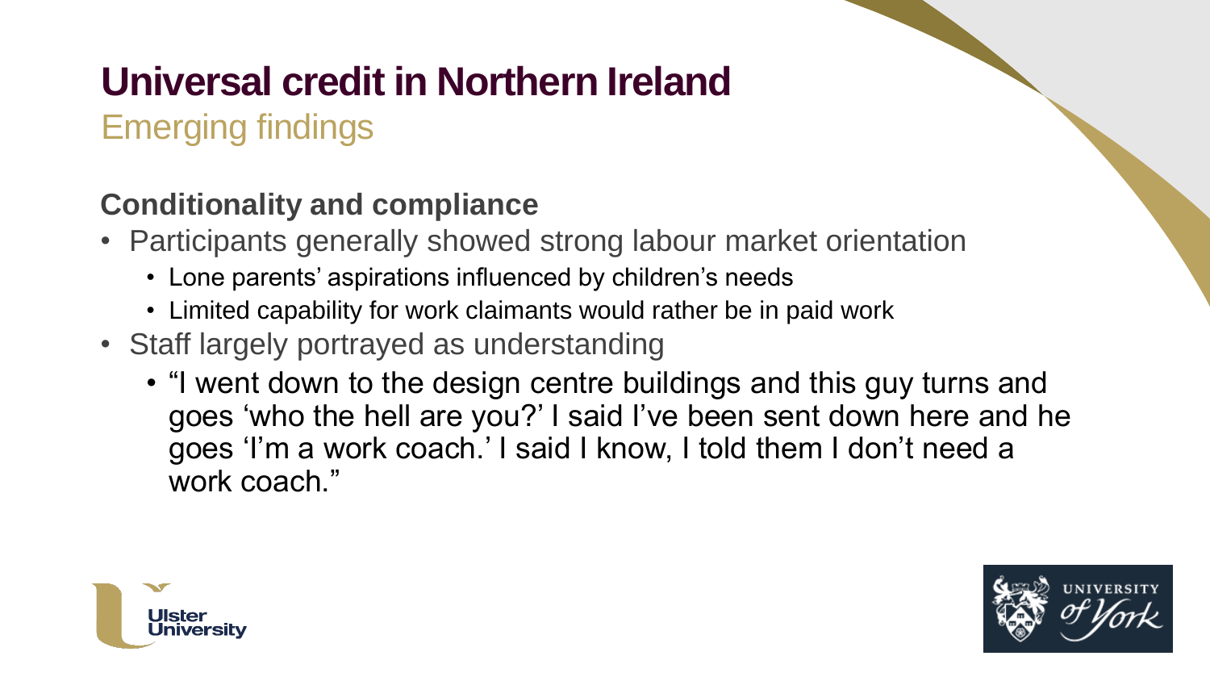# Universal credit in Northern Ireland

## Emerging findings

### Conditionality and compliance

- Participants generally showed strong labour market orientation
  - Lone parents' aspirations influenced by children's needs
  - Limited capability for work claimants would rather be in paid work
- Staff largely portrayed as understanding
  - "I went down to the design centre buildings and this guy turns and goes 'who the hell are you?' I said I've been sent down here and he goes 'I'm a work coach.' I said I know, I told them I don't need a work coach."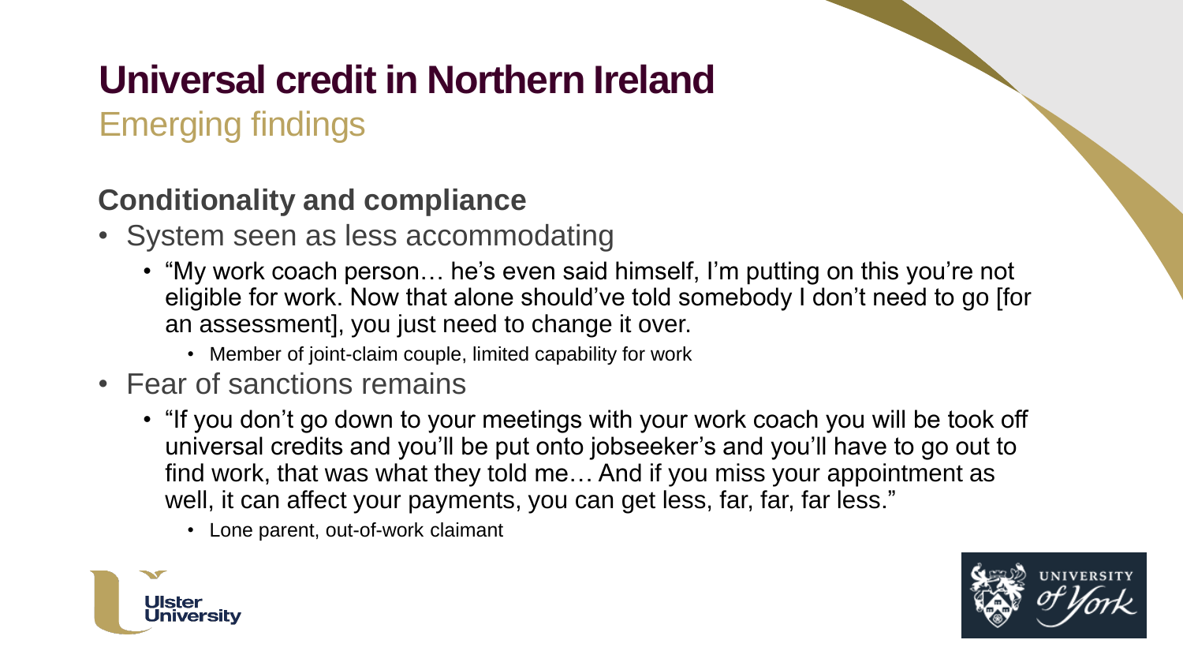# Universal credit in Northern Ireland

## Emerging findings

### Conditionality and compliance

- System seen as less accommodating
  - "My work coach person… he's even said himself, I'm putting on this you're not eligible for work. Now that alone should've told somebody I don't need to go [for an assessment], you just need to change it over.
    - Member of joint-claim couple, limited capability for work
- Fear of sanctions remains
  - "If you don't go down to your meetings with your work coach you will be took off universal credits and you'll be put onto jobseeker's and you'll have to go out to find work, that was what they told me… And if you miss your appointment as well, it can affect your payments, you can get less, far, far, far less."
    - Lone parent, out-of-work claimant

Ulster University

University of York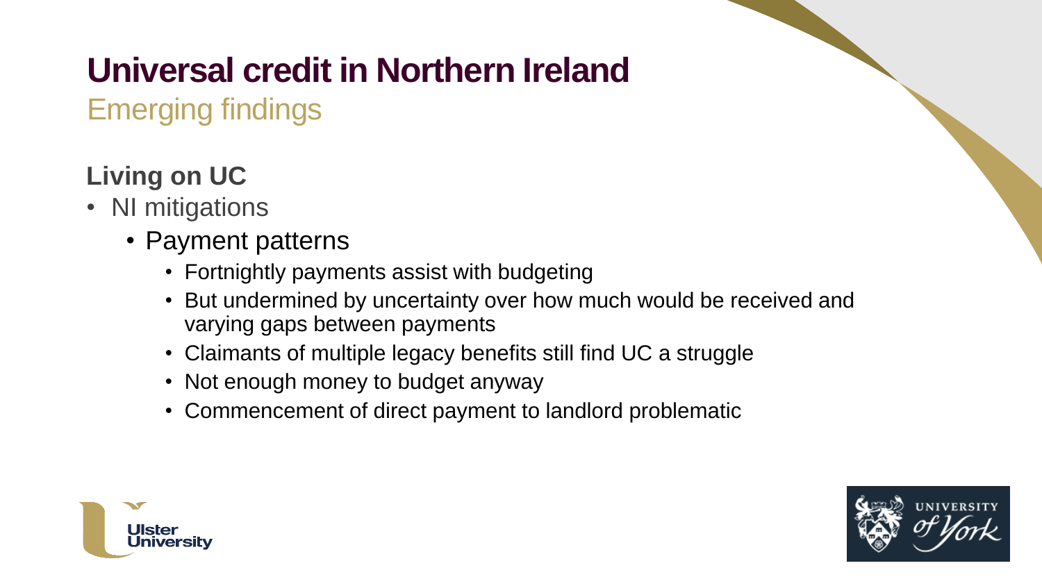# Universal credit in Northern Ireland

## Emerging findings

### Living on UC

- NI mitigations
  - Payment patterns
    - Fortnightly payments assist with budgeting
    - But undermined by uncertainty over how much would be received and varying gaps between payments
    - Claimants of multiple legacy benefits still find UC a struggle
    - Not enough money to budget anyway
    - Commencement of direct payment to landlord problematic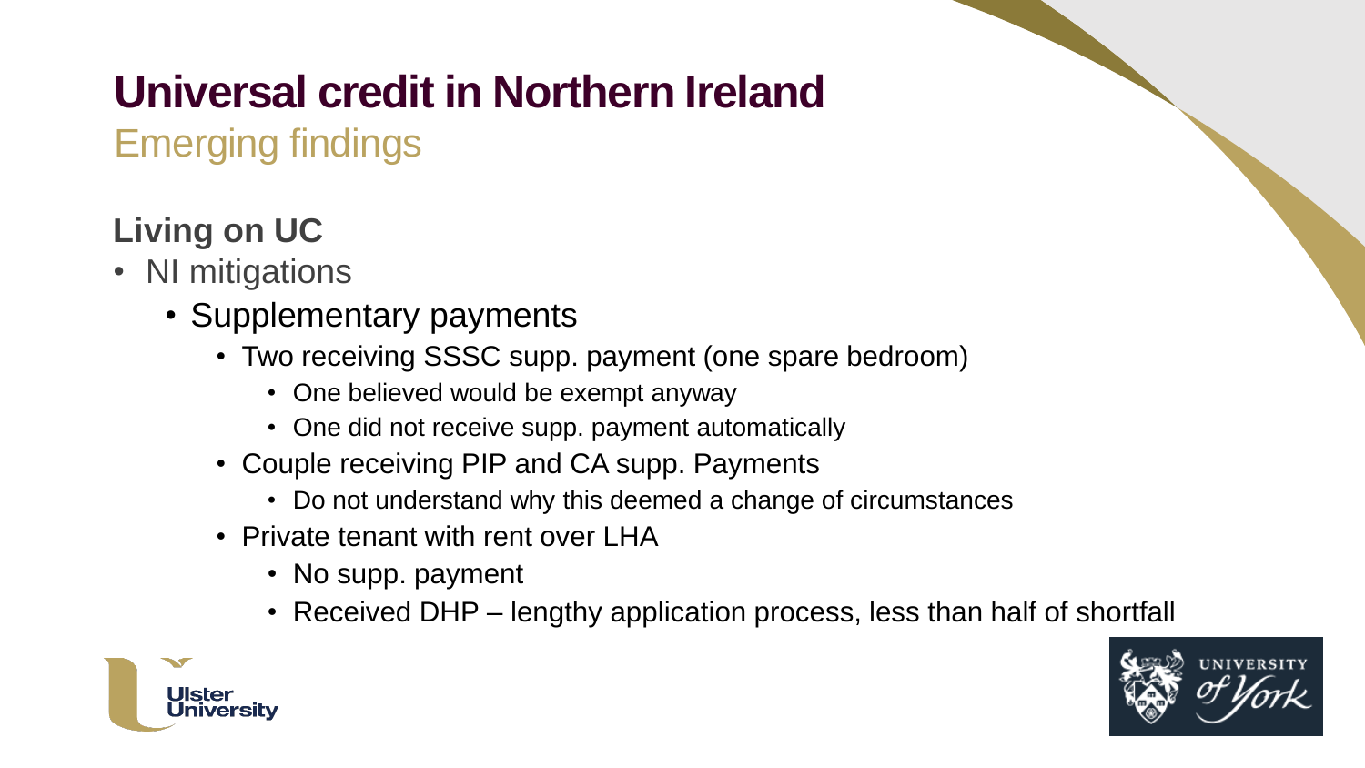# Universal credit in Northern Ireland

## Emerging findings

### Living on UC

- NI mitigations
  - Supplementary payments
    - Two receiving SSSC supp. payment (one spare bedroom)
      - One believed would be exempt anyway
      - One did not receive supp. payment automatically
    - Couple receiving PIP and CA supp. Payments
      - Do not understand why this deemed a change of circumstances
    - Private tenant with rent over LHA
      - No supp. payment
      - Received DHP – lengthy application process, less than half of shortfall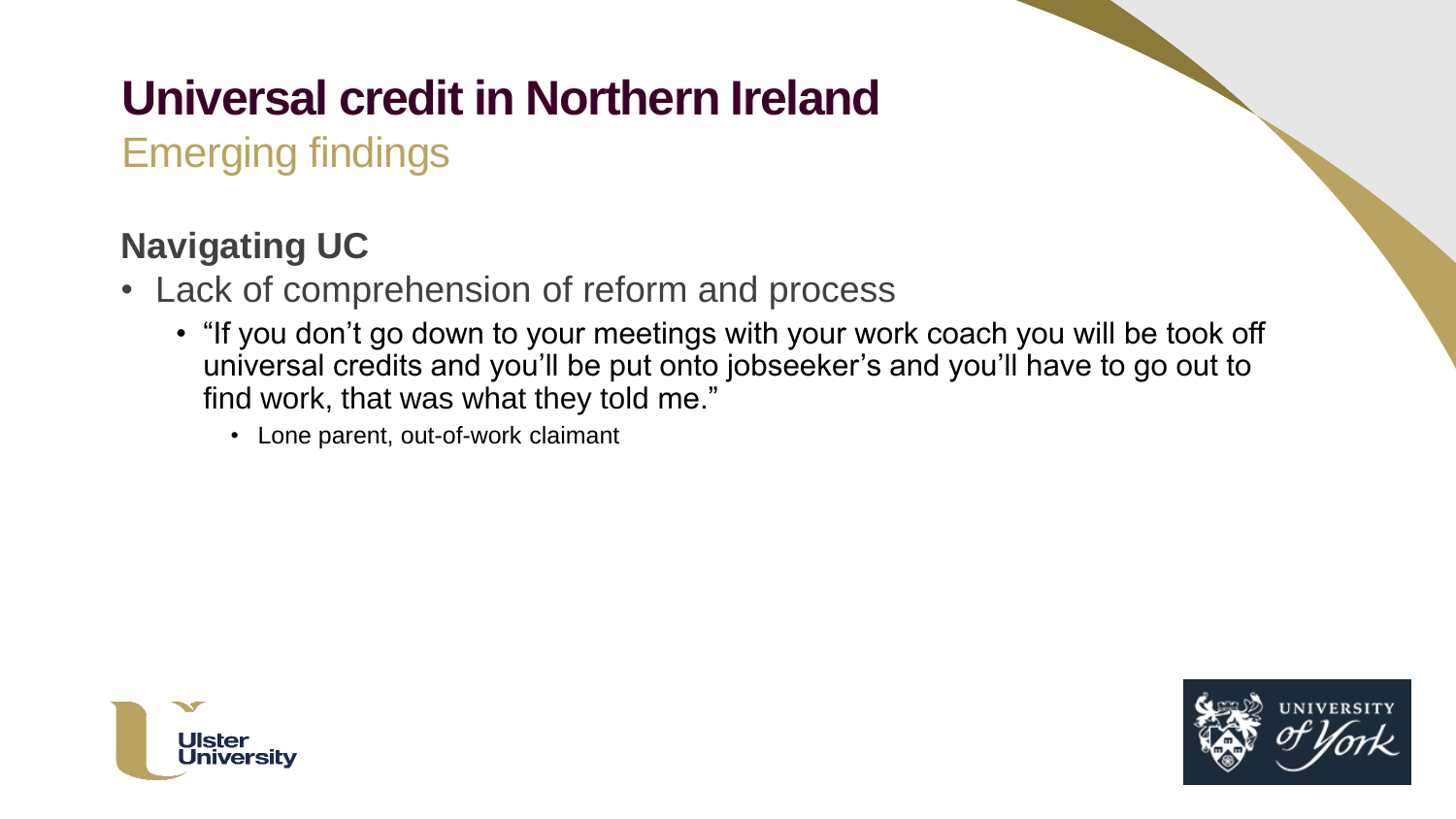# Universal credit in Northern Ireland

## Emerging findings

### Navigating UC

- Lack of comprehension of reform and process
  - "If you don't go down to your meetings with your work coach you will be took off universal credits and you'll be put onto jobseeker's and you'll have to go out to find work, that was what they told me."
    - Lone parent, out-of-work claimant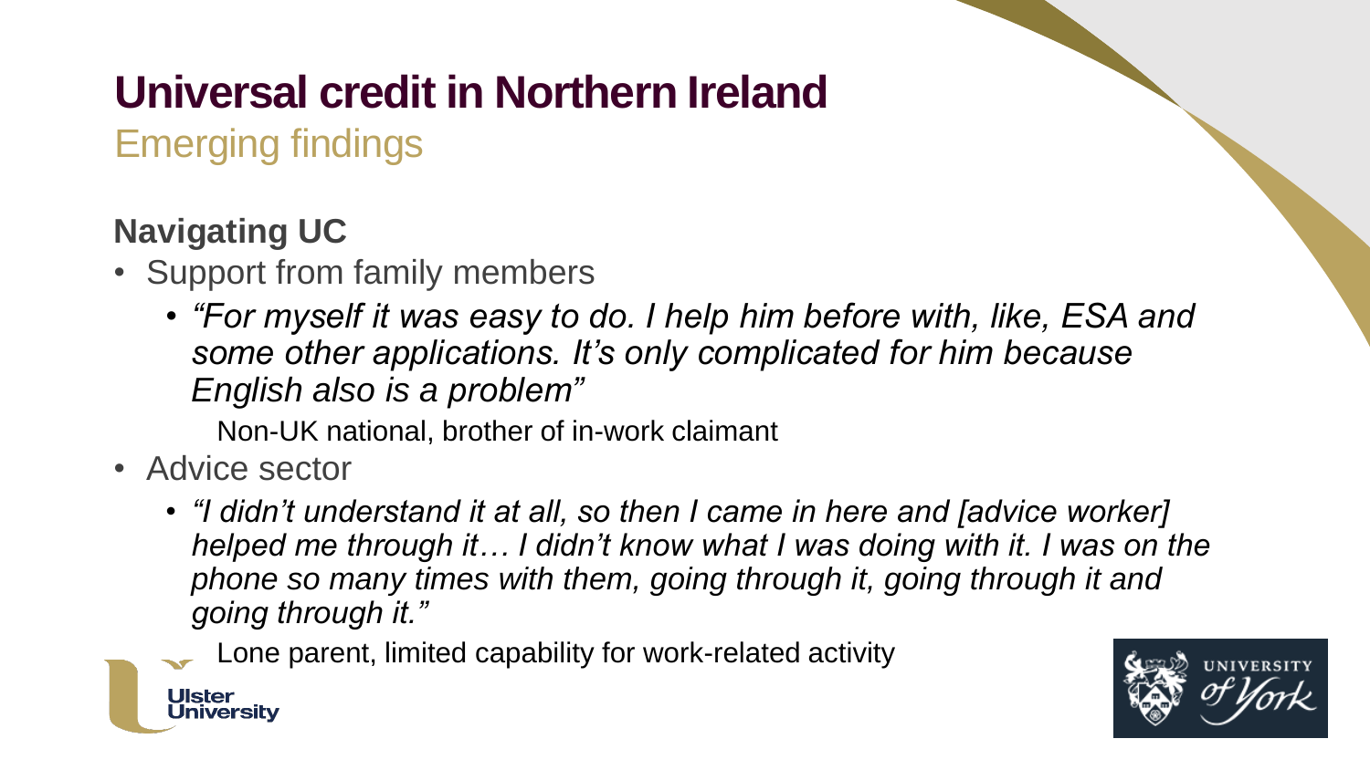# Universal credit in Northern Ireland

## Emerging findings

### Navigating UC

- Support from family members
  - *"For myself it was easy to do. I help him before with, like, ESA and some other applications. It's only complicated for him because English also is a problem"*

    Non-UK national, brother of in-work claimant
- Advice sector
  - *"I didn't understand it at all, so then I came in here and [advice worker] helped me through it… I didn't know what I was doing with it. I was on the phone so many times with them, going through it, going through it and going through it."*

    Lone parent, limited capability for work-related activity

Ulster University

University of York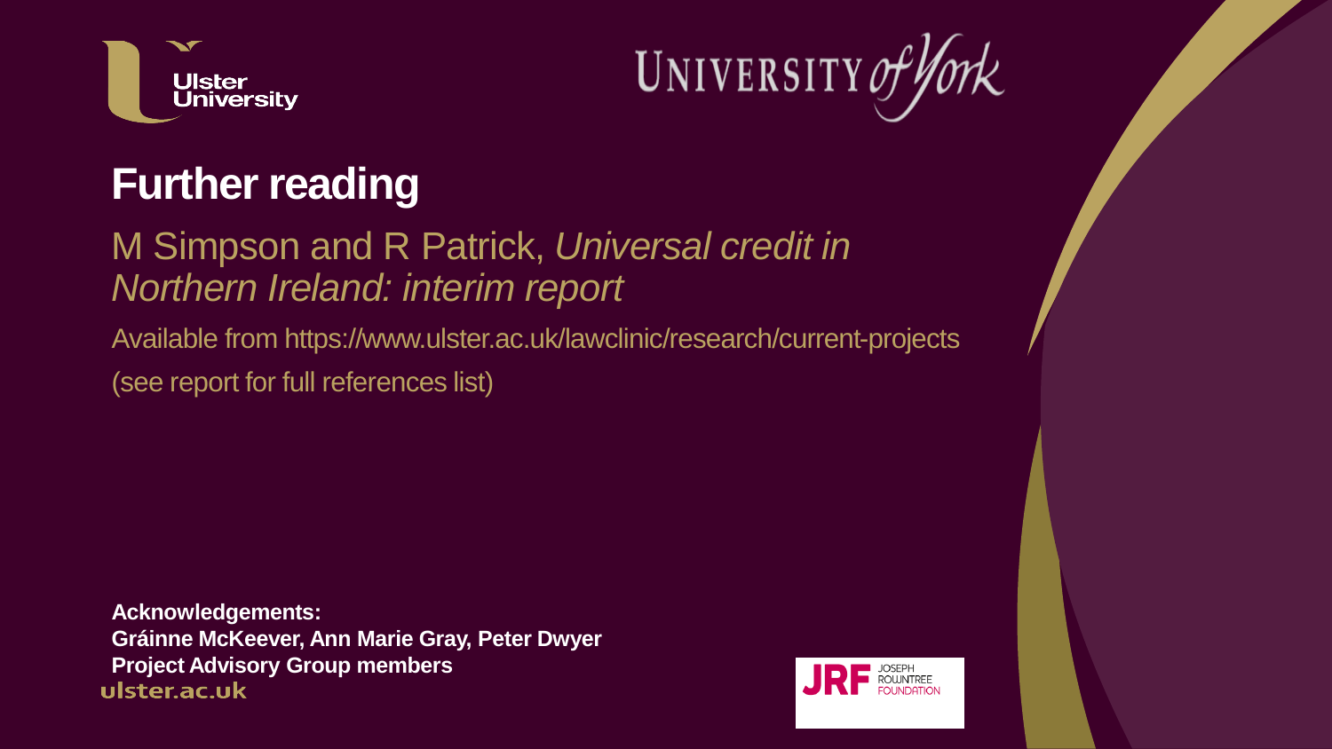# Further reading

M Simpson and R Patrick, *Universal credit in Northern Ireland: interim report*

Available from https://www.ulster.ac.uk/lawclinic/research/current-projects

(see report for full references list)

**Acknowledgements:**
**Gráinne McKeever, Ann Marie Gray, Peter Dwyer**
**Project Advisory Group members**